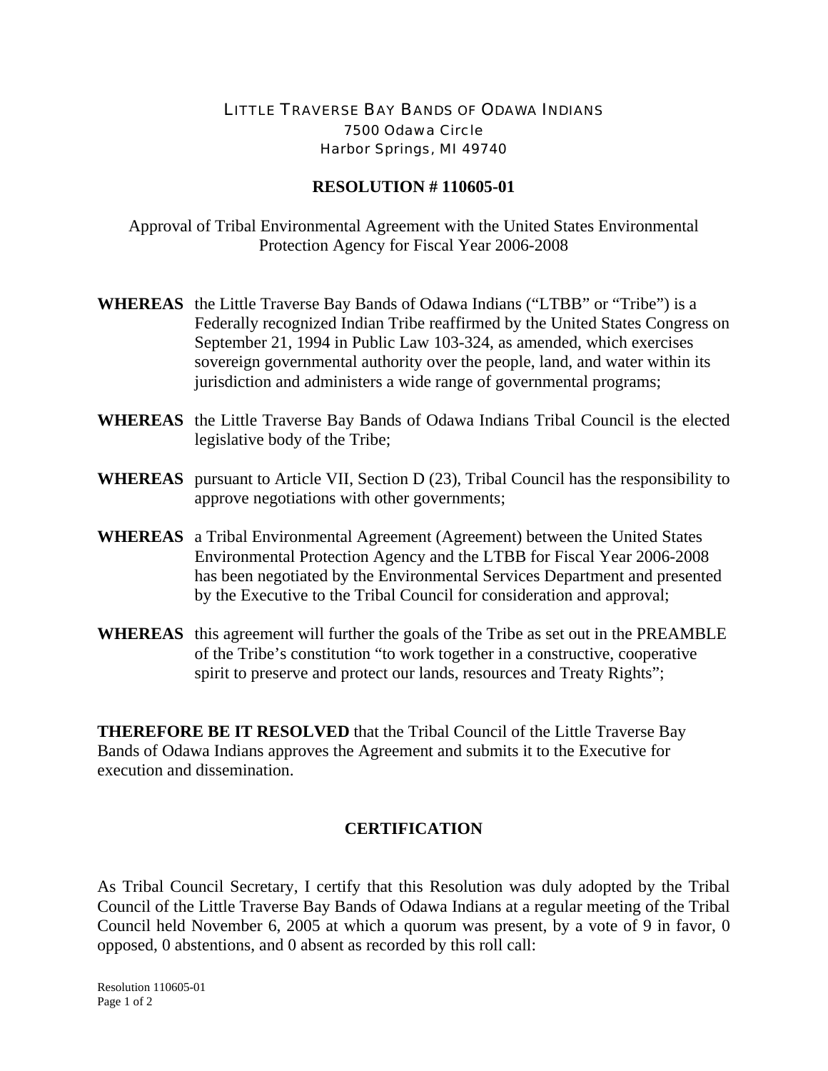LITTLE TRAVERSE BAY BANDS OF ODAWA INDIANS
7500 Odawa Circle
Harbor Springs, MI 49740

**RESOLUTION # 110605-01**

Approval of Tribal Environmental Agreement with the United States Environmental Protection Agency for Fiscal Year 2006-2008

**WHEREAS** the Little Traverse Bay Bands of Odawa Indians ("LTBB" or "Tribe") is a Federally recognized Indian Tribe reaffirmed by the United States Congress on September 21, 1994 in Public Law 103-324, as amended, which exercises sovereign governmental authority over the people, land, and water within its jurisdiction and administers a wide range of governmental programs;

**WHEREAS** the Little Traverse Bay Bands of Odawa Indians Tribal Council is the elected legislative body of the Tribe;

**WHEREAS** pursuant to Article VII, Section D (23), Tribal Council has the responsibility to approve negotiations with other governments;

**WHEREAS** a Tribal Environmental Agreement (Agreement) between the United States Environmental Protection Agency and the LTBB for Fiscal Year 2006-2008 has been negotiated by the Environmental Services Department and presented by the Executive to the Tribal Council for consideration and approval;

**WHEREAS** this agreement will further the goals of the Tribe as set out in the PREAMBLE of the Tribe's constitution "to work together in a constructive, cooperative spirit to preserve and protect our lands, resources and Treaty Rights";

**THEREFORE BE IT RESOLVED** that the Tribal Council of the Little Traverse Bay Bands of Odawa Indians approves the Agreement and submits it to the Executive for execution and dissemination.

**CERTIFICATION**

As Tribal Council Secretary, I certify that this Resolution was duly adopted by the Tribal Council of the Little Traverse Bay Bands of Odawa Indians at a regular meeting of the Tribal Council held November 6, 2005 at which a quorum was present, by a vote of 9 in favor, 0 opposed, 0 abstentions, and 0 absent as recorded by this roll call: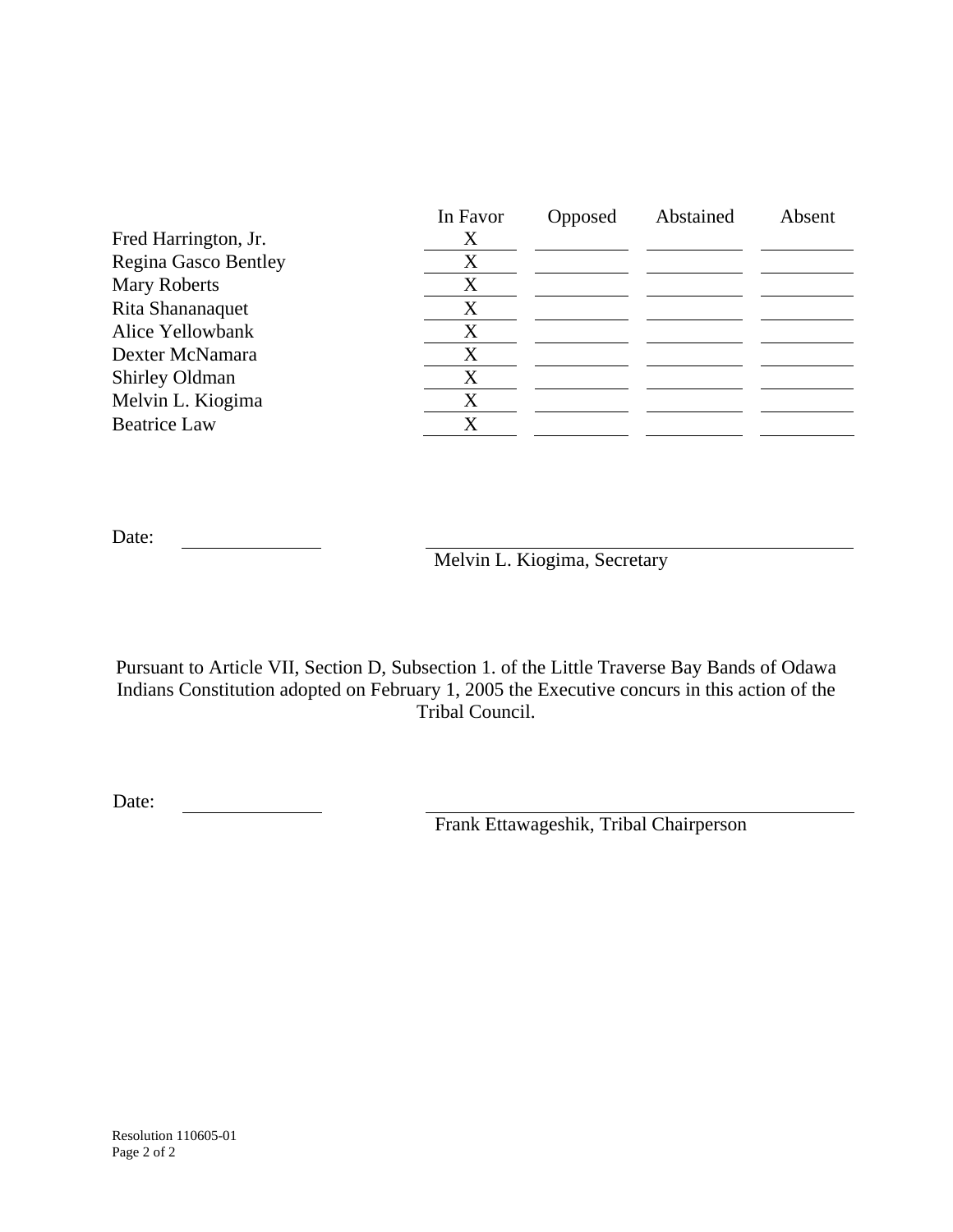| | In Favor | Opposed | Abstained | Absent |
|---|---|---|---|---|
| Fred Harrington, Jr. | X | | | |
| Regina Gasco Bentley | X | | | |
| Mary Roberts | X | | | |
| Rita Shananaquet | X | | | |
| Alice Yellowbank | X | | | |
| Dexter McNamara | X | | | |
| Shirley Oldman | X | | | |
| Melvin L. Kiogima | X | | | |
| Beatrice Law | X | | | |

Date: \_\_\_\_\_\_\_\_\_\_\_\_\_\_\_

\_\_\_\_\_\_\_\_\_\_\_\_\_\_\_\_\_\_\_\_\_\_\_\_\_\_\_\_\_\_\_\_\_\_\_\_\_\_\_\_

Melvin L. Kiogima, Secretary

Pursuant to Article VII, Section D, Subsection 1. of the Little Traverse Bay Bands of Odawa Indians Constitution adopted on February 1, 2005 the Executive concurs in this action of the Tribal Council.

Date: \_\_\_\_\_\_\_\_\_\_\_\_\_\_\_

\_\_\_\_\_\_\_\_\_\_\_\_\_\_\_\_\_\_\_\_\_\_\_\_\_\_\_\_\_\_\_\_\_\_\_\_\_\_\_\_

Frank Ettawageshik, Tribal Chairperson

Resolution 110605-01